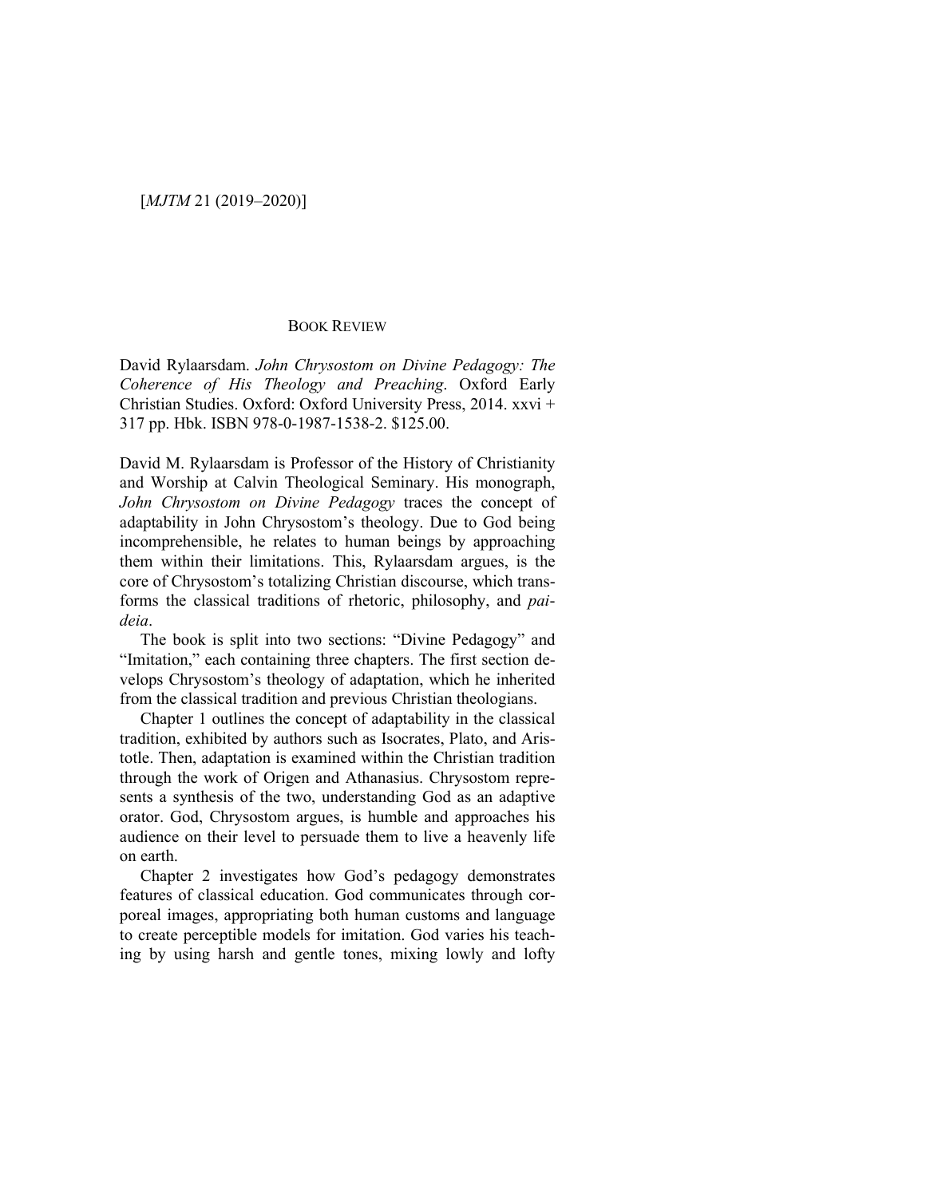## BOOK REVIEW

David Rylaarsdam. *John Chrysostom on Divine Pedagogy: The Coherence of His Theology and Preaching*. Oxford Early Christian Studies. Oxford: Oxford University Press, 2014. xxvi + 317 pp. Hbk. ISBN 978-0-1987-1538-2. $125.00.

David M. Rylaarsdam is Professor of the History of Christianity and Worship at Calvin Theological Seminary. His monograph, *John Chrysostom on Divine Pedagogy* traces the concept of adaptability in John Chrysostom's theology. Due to God being incomprehensible, he relates to human beings by approaching them within their limitations. This, Rylaarsdam argues, is the core of Chrysostom's totalizing Christian discourse, which transforms the classical traditions of rhetoric, philosophy, and *paideia*.

The book is split into two sections: "Divine Pedagogy" and "Imitation," each containing three chapters. The first section develops Chrysostom's theology of adaptation, which he inherited from the classical tradition and previous Christian theologians.

Chapter 1 outlines the concept of adaptability in the classical tradition, exhibited by authors such as Isocrates, Plato, and Aristotle. Then, adaptation is examined within the Christian tradition through the work of Origen and Athanasius. Chrysostom represents a synthesis of the two, understanding God as an adaptive orator. God, Chrysostom argues, is humble and approaches his audience on their level to persuade them to live a heavenly life on earth.

Chapter 2 investigates how God's pedagogy demonstrates features of classical education. God communicates through corporeal images, appropriating both human customs and language to create perceptible models for imitation. God varies his teaching by using harsh and gentle tones, mixing lowly and lofty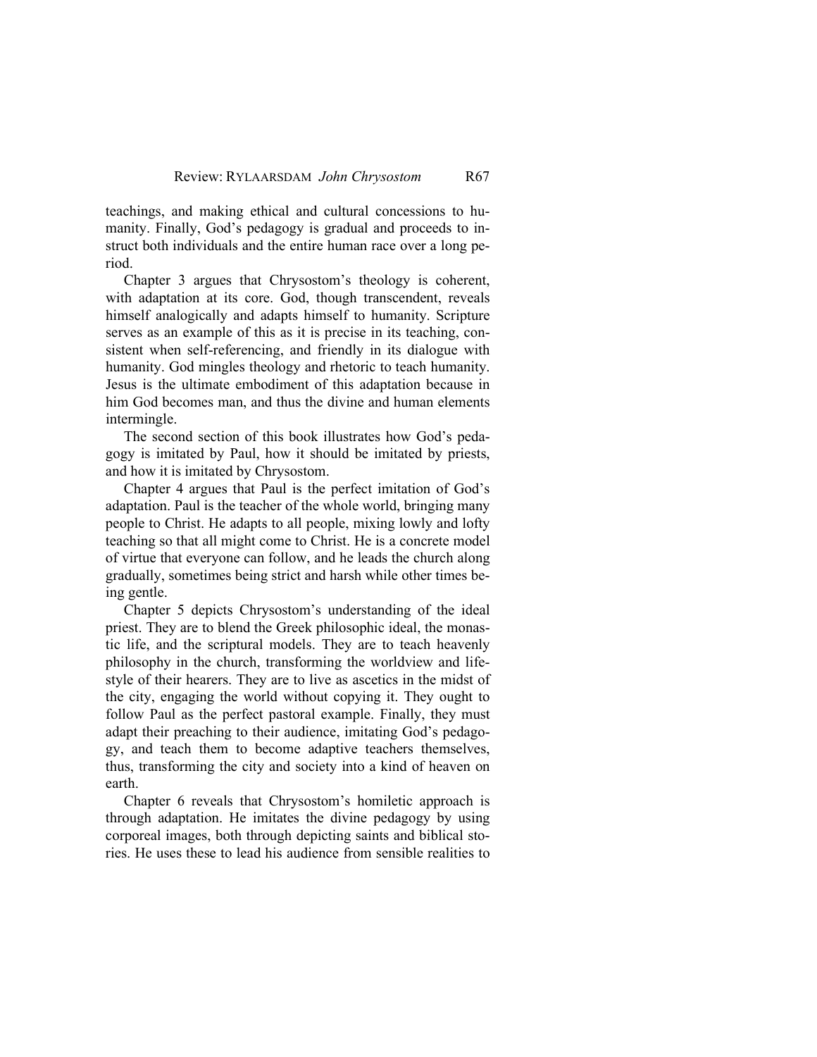teachings, and making ethical and cultural concessions to humanity. Finally, God's pedagogy is gradual and proceeds to instruct both individuals and the entire human race over a long period.

Chapter 3 argues that Chrysostom's theology is coherent, with adaptation at its core. God, though transcendent, reveals himself analogically and adapts himself to humanity. Scripture serves as an example of this as it is precise in its teaching, consistent when self-referencing, and friendly in its dialogue with humanity. God mingles theology and rhetoric to teach humanity. Jesus is the ultimate embodiment of this adaptation because in him God becomes man, and thus the divine and human elements intermingle.

The second section of this book illustrates how God's pedagogy is imitated by Paul, how it should be imitated by priests, and how it is imitated by Chrysostom.

Chapter 4 argues that Paul is the perfect imitation of God's adaptation. Paul is the teacher of the whole world, bringing many people to Christ. He adapts to all people, mixing lowly and lofty teaching so that all might come to Christ. He is a concrete model of virtue that everyone can follow, and he leads the church along gradually, sometimes being strict and harsh while other times being gentle.

Chapter 5 depicts Chrysostom's understanding of the ideal priest. They are to blend the Greek philosophic ideal, the monastic life, and the scriptural models. They are to teach heavenly philosophy in the church, transforming the worldview and lifestyle of their hearers. They are to live as ascetics in the midst of the city, engaging the world without copying it. They ought to follow Paul as the perfect pastoral example. Finally, they must adapt their preaching to their audience, imitating God's pedagogy, and teach them to become adaptive teachers themselves, thus, transforming the city and society into a kind of heaven on earth.

Chapter 6 reveals that Chrysostom's homiletic approach is through adaptation. He imitates the divine pedagogy by using corporeal images, both through depicting saints and biblical stories. He uses these to lead his audience from sensible realities to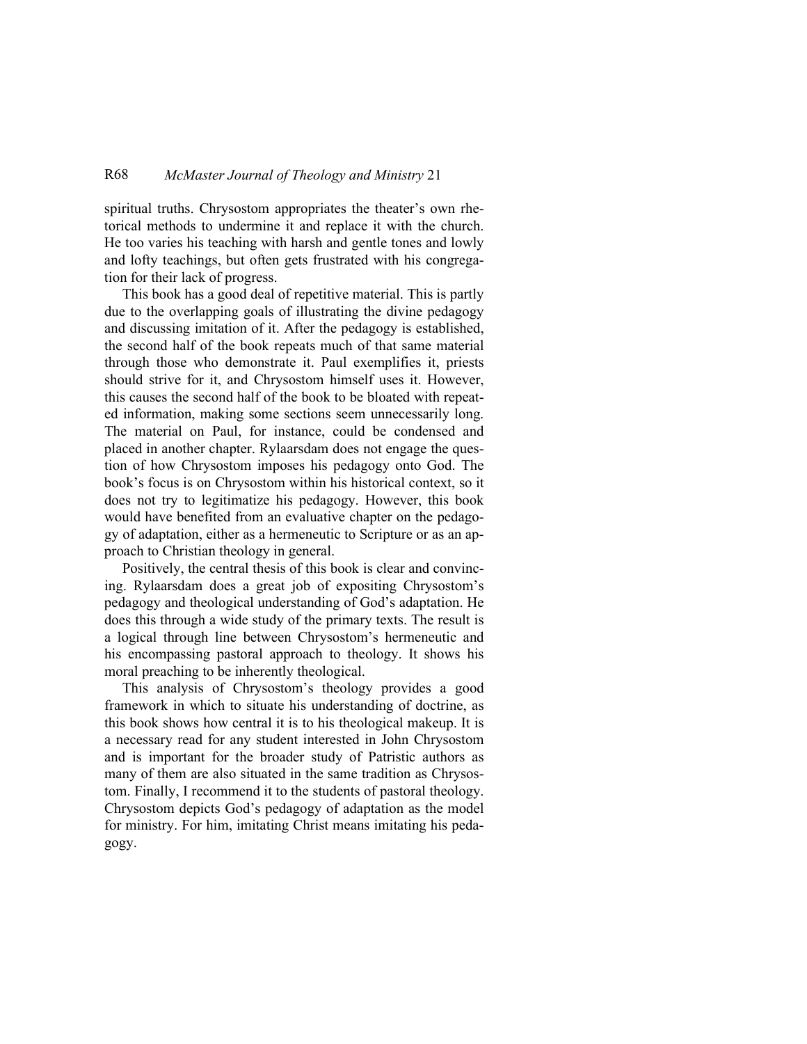spiritual truths. Chrysostom appropriates the theater's own rhetorical methods to undermine it and replace it with the church. He too varies his teaching with harsh and gentle tones and lowly and lofty teachings, but often gets frustrated with his congregation for their lack of progress.

This book has a good deal of repetitive material. This is partly due to the overlapping goals of illustrating the divine pedagogy and discussing imitation of it. After the pedagogy is established, the second half of the book repeats much of that same material through those who demonstrate it. Paul exemplifies it, priests should strive for it, and Chrysostom himself uses it. However, this causes the second half of the book to be bloated with repeated information, making some sections seem unnecessarily long. The material on Paul, for instance, could be condensed and placed in another chapter. Rylaarsdam does not engage the question of how Chrysostom imposes his pedagogy onto God. The book's focus is on Chrysostom within his historical context, so it does not try to legitimatize his pedagogy. However, this book would have benefited from an evaluative chapter on the pedagogy of adaptation, either as a hermeneutic to Scripture or as an approach to Christian theology in general.

Positively, the central thesis of this book is clear and convincing. Rylaarsdam does a great job of expositing Chrysostom's pedagogy and theological understanding of God's adaptation. He does this through a wide study of the primary texts. The result is a logical through line between Chrysostom's hermeneutic and his encompassing pastoral approach to theology. It shows his moral preaching to be inherently theological.

This analysis of Chrysostom's theology provides a good framework in which to situate his understanding of doctrine, as this book shows how central it is to his theological makeup. It is a necessary read for any student interested in John Chrysostom and is important for the broader study of Patristic authors as many of them are also situated in the same tradition as Chrysostom. Finally, I recommend it to the students of pastoral theology. Chrysostom depicts God's pedagogy of adaptation as the model for ministry. For him, imitating Christ means imitating his pedagogy.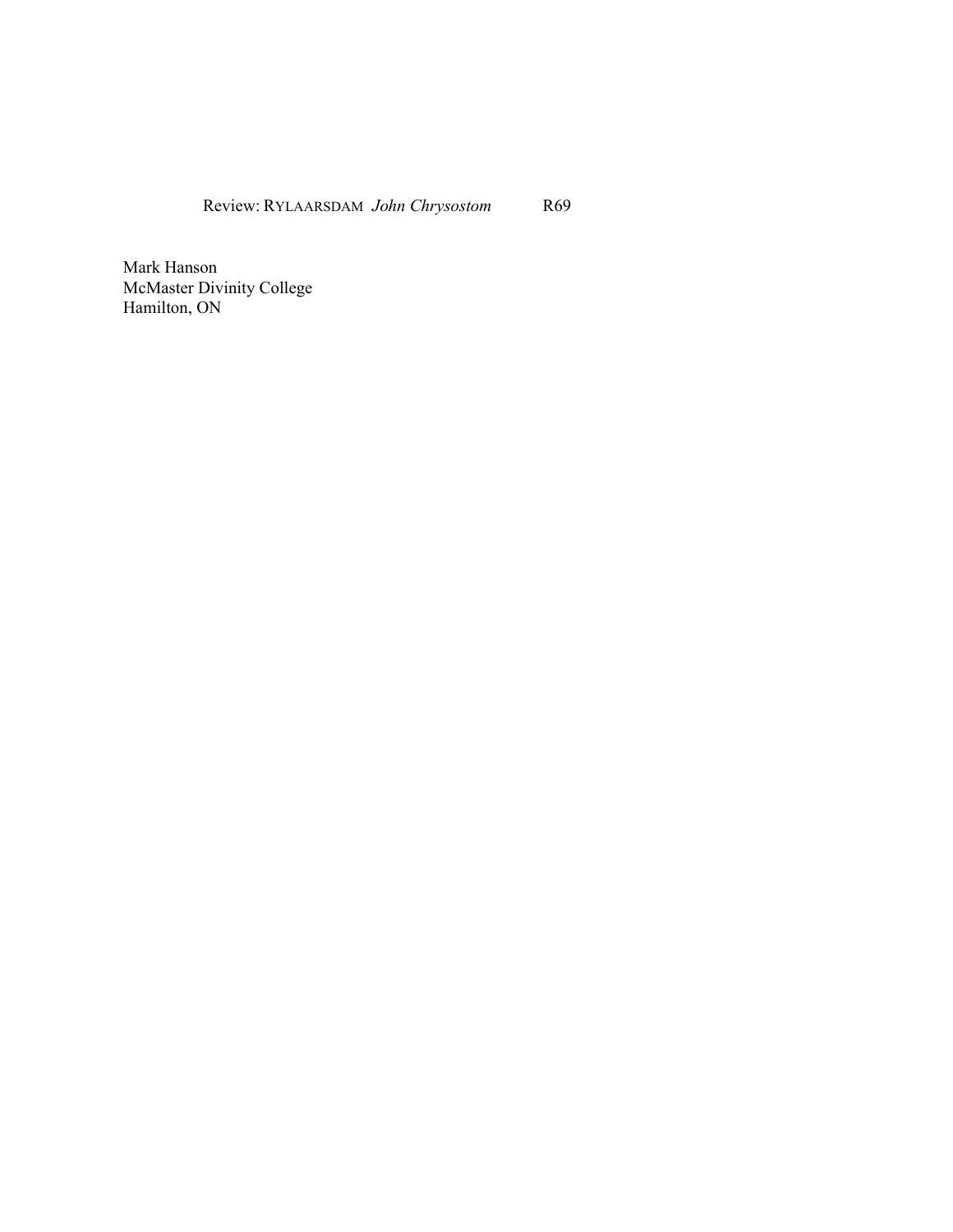Mark Hanson
McMaster Divinity College
Hamilton, ON